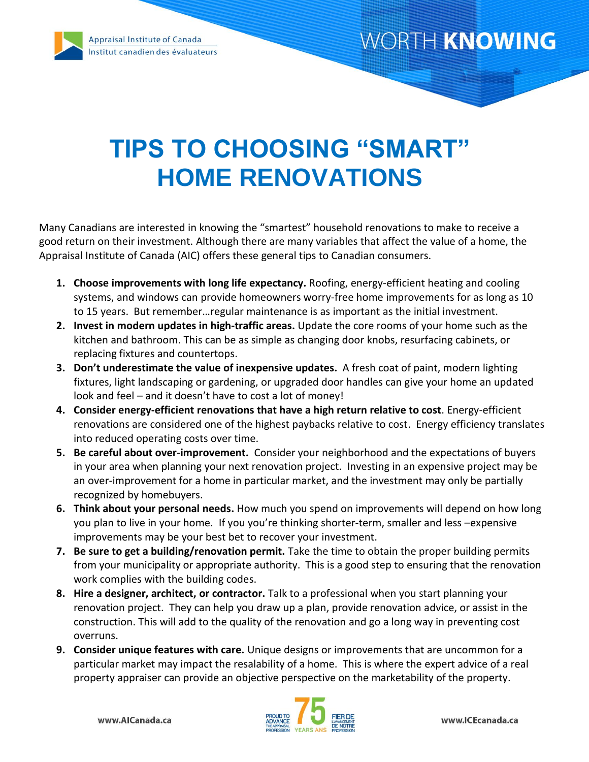Appraisal Institute of Canada
Institut canadien des évaluateurs

WORTH **KNOWING**

# TIPS TO CHOOSING "SMART" HOME RENOVATIONS

Many Canadians are interested in knowing the "smartest" household renovations to make to receive a good return on their investment. Although there are many variables that affect the value of a home, the Appraisal Institute of Canada (AIC) offers these general tips to Canadian consumers.

1. **Choose improvements with long life expectancy.** Roofing, energy-efficient heating and cooling systems, and windows can provide homeowners worry-free home improvements for as long as 10 to 15 years. But remember…regular maintenance is as important as the initial investment.
2. **Invest in modern updates in high-traffic areas.** Update the core rooms of your home such as the kitchen and bathroom. This can be as simple as changing door knobs, resurfacing cabinets, or replacing fixtures and countertops.
3. **Don't underestimate the value of inexpensive updates.** A fresh coat of paint, modern lighting fixtures, light landscaping or gardening, or upgraded door handles can give your home an updated look and feel – and it doesn't have to cost a lot of money!
4. **Consider energy-efficient renovations that have a high return relative to cost**. Energy-efficient renovations are considered one of the highest paybacks relative to cost. Energy efficiency translates into reduced operating costs over time.
5. **Be careful about over-improvement.** Consider your neighborhood and the expectations of buyers in your area when planning your next renovation project. Investing in an expensive project may be an over-improvement for a home in particular market, and the investment may only be partially recognized by homebuyers.
6. **Think about your personal needs.** How much you spend on improvements will depend on how long you plan to live in your home. If you you're thinking shorter-term, smaller and less –expensive improvements may be your best bet to recover your investment.
7. **Be sure to get a building/renovation permit.** Take the time to obtain the proper building permits from your municipality or appropriate authority. This is a good step to ensuring that the renovation work complies with the building codes.
8. **Hire a designer, architect, or contractor.** Talk to a professional when you start planning your renovation project. They can help you draw up a plan, provide renovation advice, or assist in the construction. This will add to the quality of the renovation and go a long way in preventing cost overruns.
9. **Consider unique features with care.** Unique designs or improvements that are uncommon for a particular market may impact the resalability of a home. This is where the expert advice of a real property appraiser can provide an objective perspective on the marketability of the property.

www.AICanada.ca

PROUD TO ADVANCE THE APPRAISAL PROFESSION 75 YEARS ANS FIER DE L'AVANCEMENT DE NOTRE PROFESSION

www.ICEcanada.ca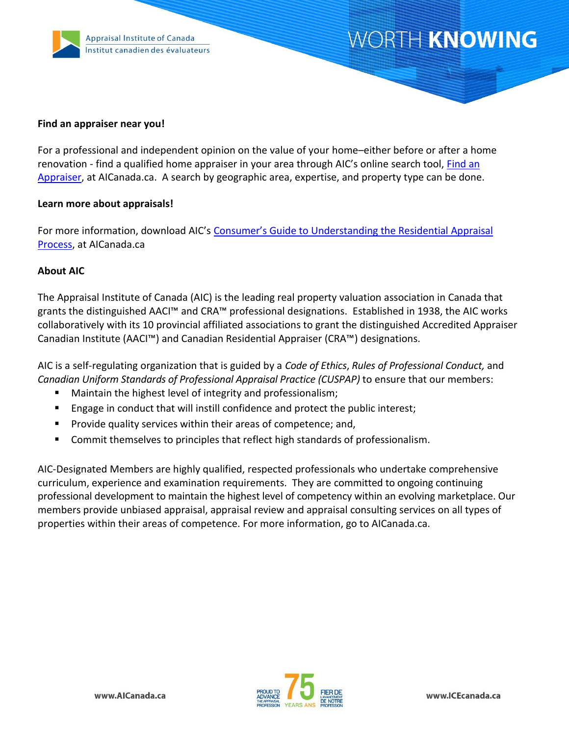### Find an appraiser near you!

For a professional and independent opinion on the value of your home–either before or after a home renovation - find a qualified home appraiser in your area through AIC's online search tool, Find an Appraiser, at AICanada.ca. A search by geographic area, expertise, and property type can be done.

### Learn more about appraisals!

For more information, download AIC's Consumer's Guide to Understanding the Residential Appraisal Process, at AICanada.ca

### About AIC

The Appraisal Institute of Canada (AIC) is the leading real property valuation association in Canada that grants the distinguished AACI™ and CRA™ professional designations. Established in 1938, the AIC works collaboratively with its 10 provincial affiliated associations to grant the distinguished Accredited Appraiser Canadian Institute (AACI™) and Canadian Residential Appraiser (CRA™) designations.

AIC is a self-regulating organization that is guided by a *Code of Ethics*, *Rules of Professional Conduct,* and *Canadian Uniform Standards of Professional Appraisal Practice (CUSPAP)* to ensure that our members:

- Maintain the highest level of integrity and professionalism;
- Engage in conduct that will instill confidence and protect the public interest;
- Provide quality services within their areas of competence; and,
- Commit themselves to principles that reflect high standards of professionalism.

AIC-Designated Members are highly qualified, respected professionals who undertake comprehensive curriculum, experience and examination requirements. They are committed to ongoing continuing professional development to maintain the highest level of competency within an evolving marketplace. Our members provide unbiased appraisal, appraisal review and appraisal consulting services on all types of properties within their areas of competence. For more information, go to AICanada.ca.